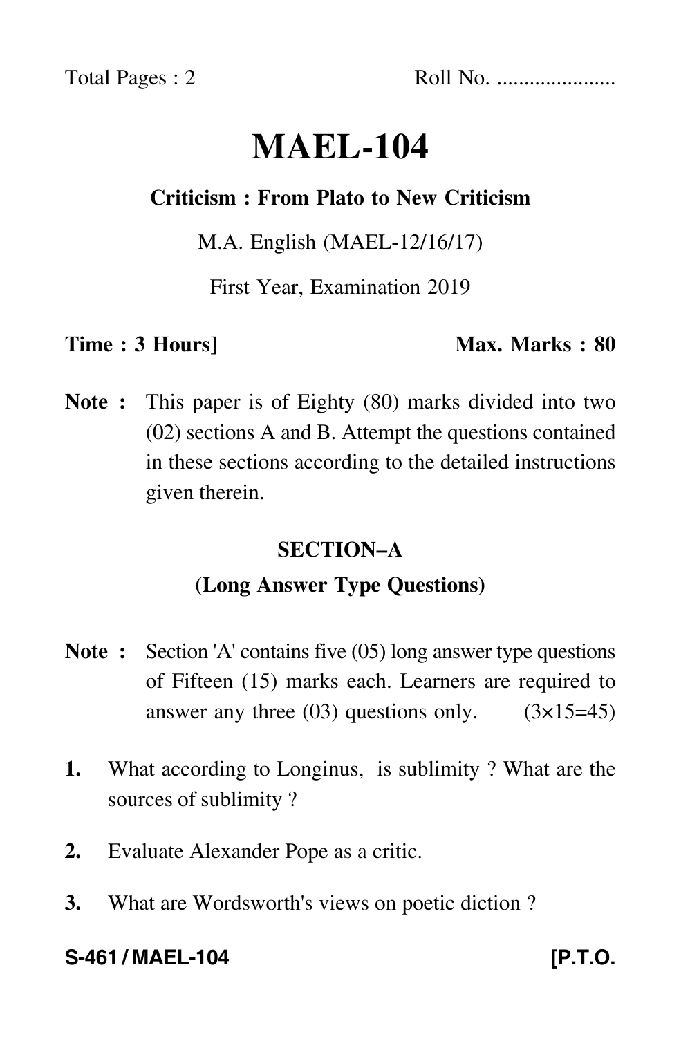Total Pages : 2 Roll No. ....................

# MAEL-104

**Criticism : From Plato to New Criticism**

M.A. English (MAEL-12/16/17)

First Year, Examination 2019

**Time : 3 Hours]** **Max. Marks : 80**

**Note :** This paper is of Eighty (80) marks divided into two (02) sections A and B. Attempt the questions contained in these sections according to the detailed instructions given therein.

## SECTION–A

### (Long Answer Type Questions)

**Note :** Section 'A' contains five (05) long answer type questions of Fifteen (15) marks each. Learners are required to answer any three (03) questions only. (3×15=45)

**1.** What according to Longinus, is sublimity ? What are the sources of sublimity ?

**2.** Evaluate Alexander Pope as a critic.

**3.** What are Wordsworth's views on poetic diction ?

**S-461 / MAEL-104** **[P.T.O.**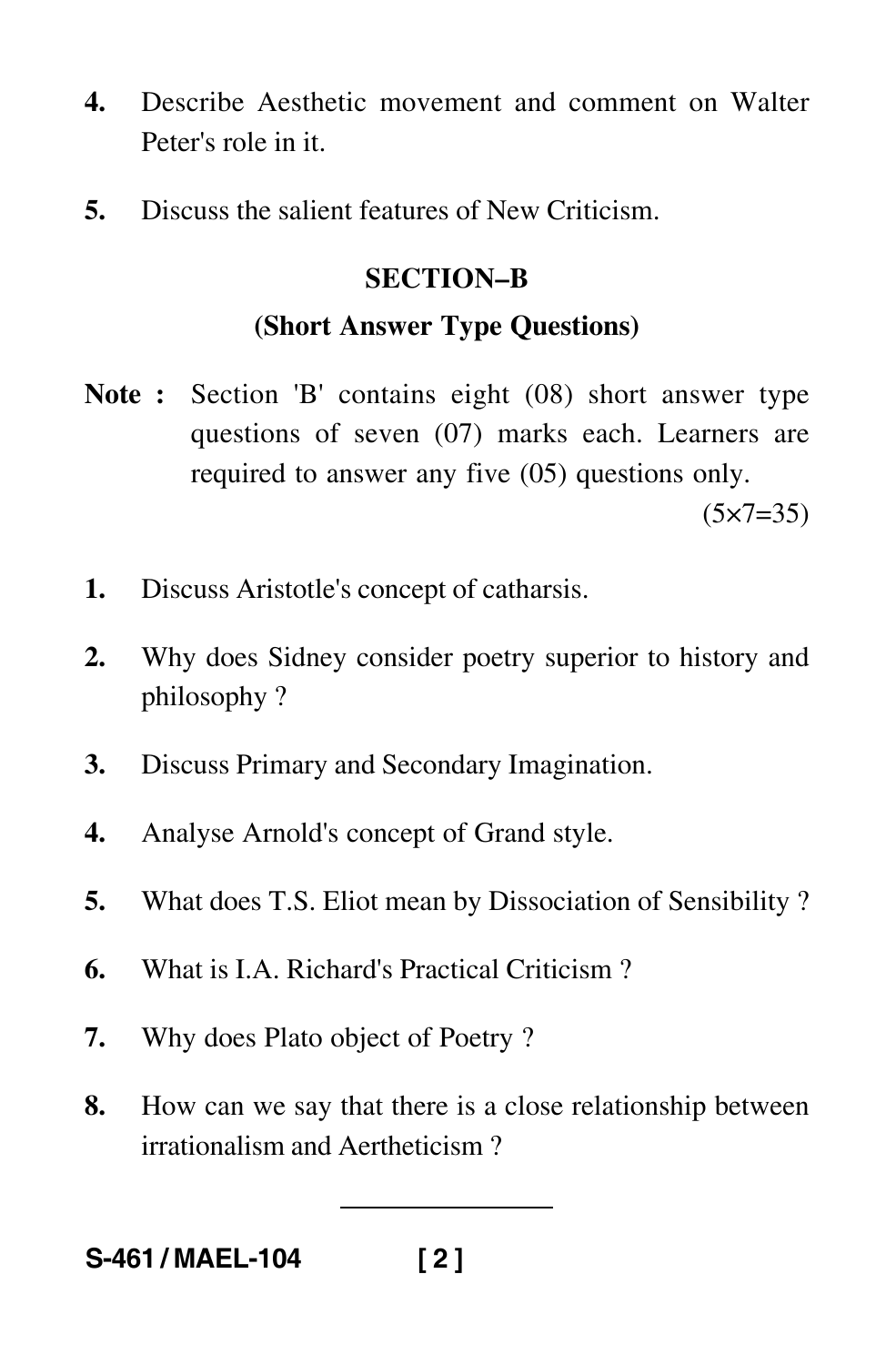**4.** Describe Aesthetic movement and comment on Walter Peter's role in it.

**5.** Discuss the salient features of New Criticism.

## SECTION–B

### (Short Answer Type Questions)

**Note :** Section 'B' contains eight (08) short answer type questions of seven (07) marks each. Learners are required to answer any five (05) questions only. (5×7=35)

**1.** Discuss Aristotle's concept of catharsis.

**2.** Why does Sidney consider poetry superior to history and philosophy ?

**3.** Discuss Primary and Secondary Imagination.

**4.** Analyse Arnold's concept of Grand style.

**5.** What does T.S. Eliot mean by Dissociation of Sensibility ?

**6.** What is I.A. Richard's Practical Criticism ?

**7.** Why does Plato object of Poetry ?

**8.** How can we say that there is a close relationship between irrationalism and Aertheticism ?

---

**S-461 / MAEL-104**